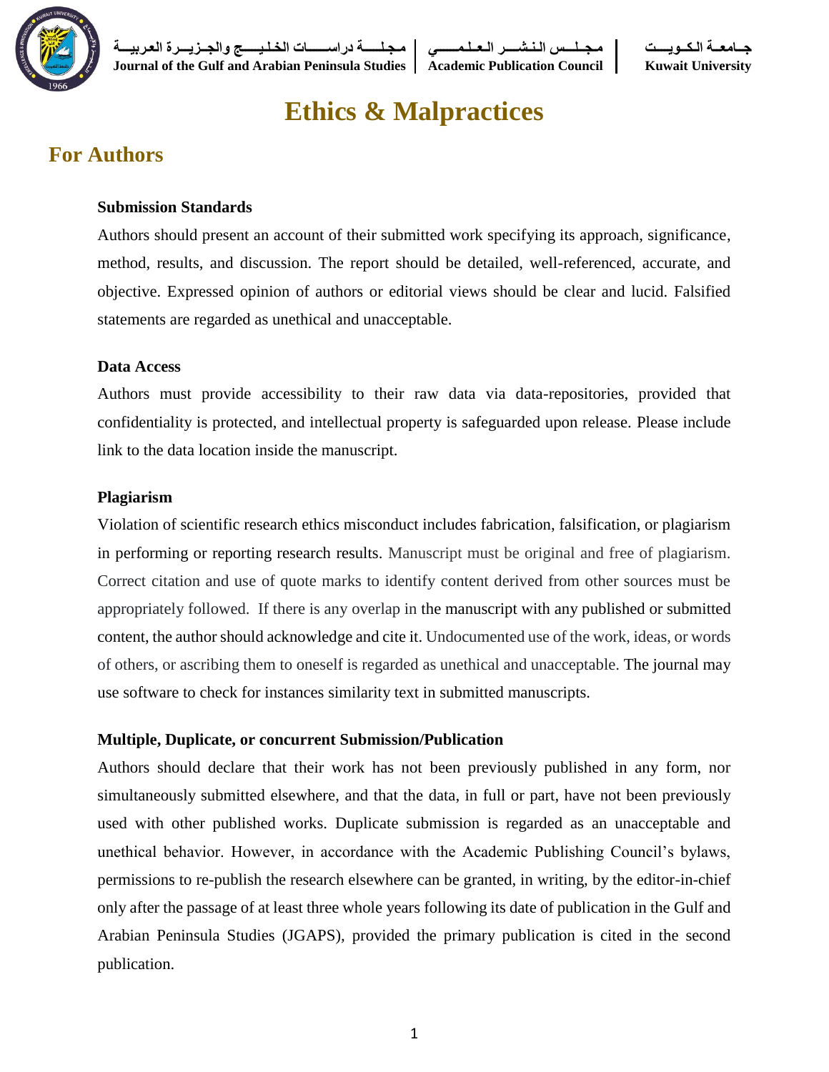# Ethics & Malpractices

## For Authors

**Submission Standards**

Authors should present an account of their submitted work specifying its approach, significance, method, results, and discussion. The report should be detailed, well-referenced, accurate, and objective. Expressed opinion of authors or editorial views should be clear and lucid. Falsified statements are regarded as unethical and unacceptable.

**Data Access**

Authors must provide accessibility to their raw data via data-repositories, provided that confidentiality is protected, and intellectual property is safeguarded upon release. Please include link to the data location inside the manuscript.

**Plagiarism**

Violation of scientific research ethics misconduct includes fabrication, falsification, or plagiarism in performing or reporting research results. Manuscript must be original and free of plagiarism. Correct citation and use of quote marks to identify content derived from other sources must be appropriately followed. If there is any overlap in the manuscript with any published or submitted content, the author should acknowledge and cite it. Undocumented use of the work, ideas, or words of others, or ascribing them to oneself is regarded as unethical and unacceptable. The journal may use software to check for instances similarity text in submitted manuscripts.

**Multiple, Duplicate, or concurrent Submission/Publication**

Authors should declare that their work has not been previously published in any form, nor simultaneously submitted elsewhere, and that the data, in full or part, have not been previously used with other published works. Duplicate submission is regarded as an unacceptable and unethical behavior. However, in accordance with the Academic Publishing Council's bylaws, permissions to re-publish the research elsewhere can be granted, in writing, by the editor-in-chief only after the passage of at least three whole years following its date of publication in the Gulf and Arabian Peninsula Studies (JGAPS), provided the primary publication is cited in the second publication.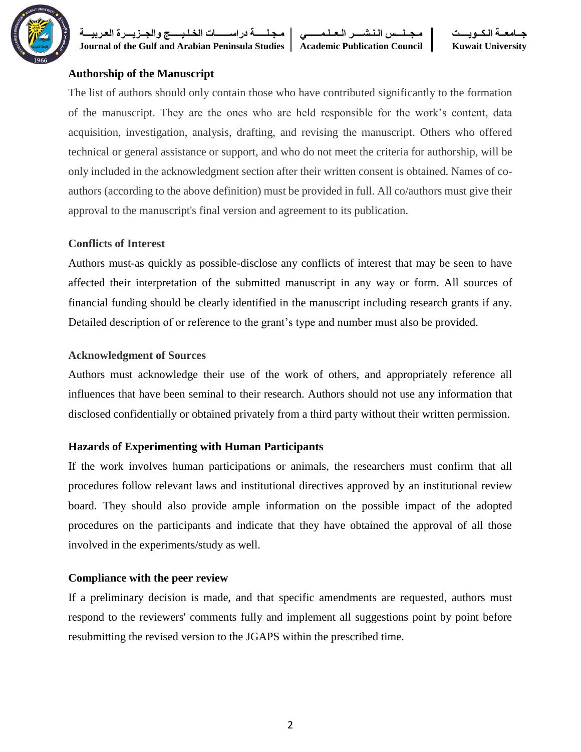### Authorship of the Manuscript

The list of authors should only contain those who have contributed significantly to the formation of the manuscript. They are the ones who are held responsible for the work's content, data acquisition, investigation, analysis, drafting, and revising the manuscript. Others who offered technical or general assistance or support, and who do not meet the criteria for authorship, will be only included in the acknowledgment section after their written consent is obtained. Names of co-authors (according to the above definition) must be provided in full. All co/authors must give their approval to the manuscript's final version and agreement to its publication.

### Conflicts of Interest

Authors must-as quickly as possible-disclose any conflicts of interest that may be seen to have affected their interpretation of the submitted manuscript in any way or form. All sources of financial funding should be clearly identified in the manuscript including research grants if any. Detailed description of or reference to the grant's type and number must also be provided.

### Acknowledgment of Sources

Authors must acknowledge their use of the work of others, and appropriately reference all influences that have been seminal to their research. Authors should not use any information that disclosed confidentially or obtained privately from a third party without their written permission.

### Hazards of Experimenting with Human Participants

If the work involves human participations or animals, the researchers must confirm that all procedures follow relevant laws and institutional directives approved by an institutional review board. They should also provide ample information on the possible impact of the adopted procedures on the participants and indicate that they have obtained the approval of all those involved in the experiments/study as well.

### Compliance with the peer review

If a preliminary decision is made, and that specific amendments are requested, authors must respond to the reviewers' comments fully and implement all suggestions point by point before resubmitting the revised version to the JGAPS within the prescribed time.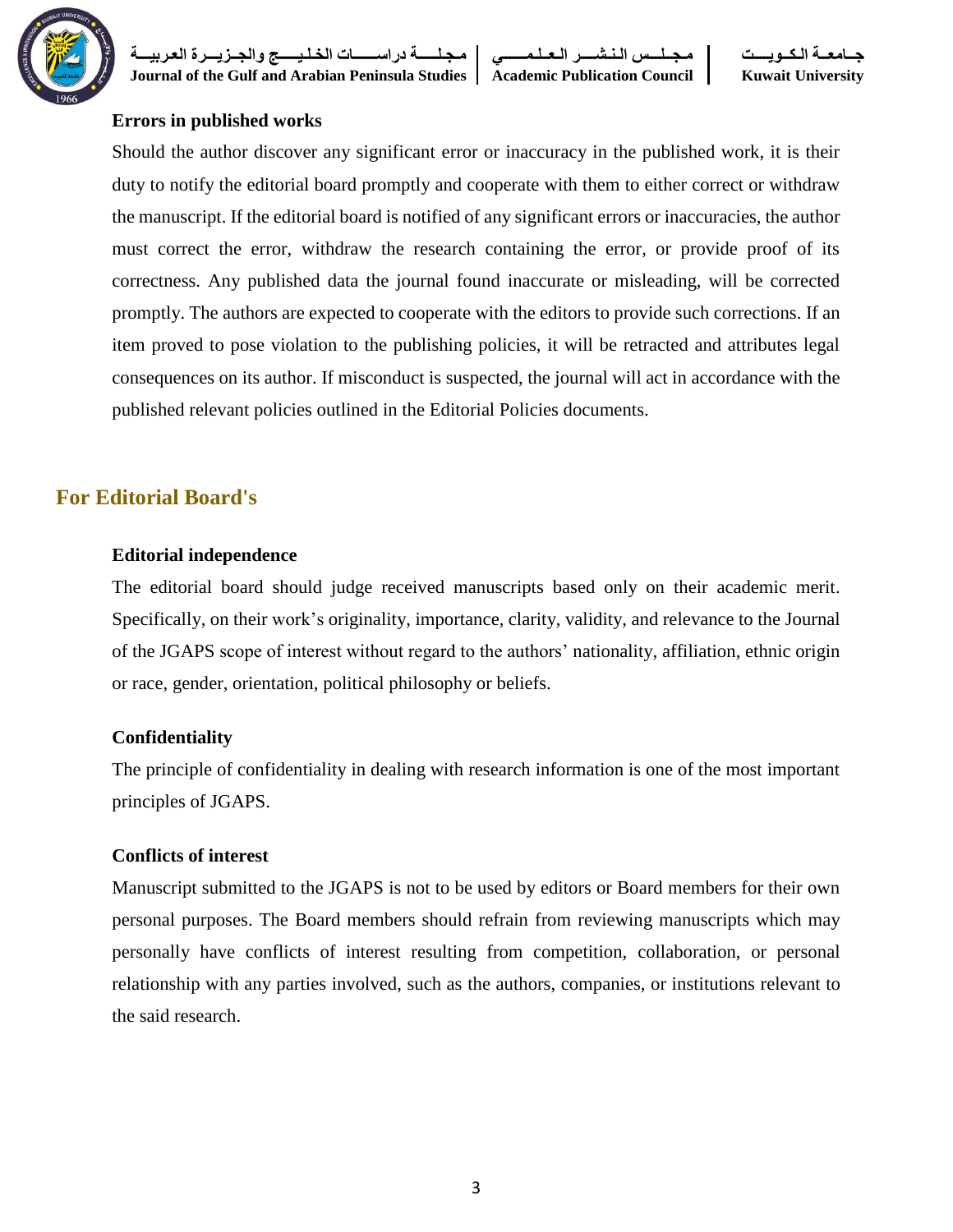### Errors in published works

Should the author discover any significant error or inaccuracy in the published work, it is their duty to notify the editorial board promptly and cooperate with them to either correct or withdraw the manuscript. If the editorial board is notified of any significant errors or inaccuracies, the author must correct the error, withdraw the research containing the error, or provide proof of its correctness. Any published data the journal found inaccurate or misleading, will be corrected promptly. The authors are expected to cooperate with the editors to provide such corrections. If an item proved to pose violation to the publishing policies, it will be retracted and attributes legal consequences on its author. If misconduct is suspected, the journal will act in accordance with the published relevant policies outlined in the Editorial Policies documents.

## For Editorial Board's

### Editorial independence

The editorial board should judge received manuscripts based only on their academic merit. Specifically, on their work's originality, importance, clarity, validity, and relevance to the Journal of the JGAPS scope of interest without regard to the authors' nationality, affiliation, ethnic origin or race, gender, orientation, political philosophy or beliefs.

### Confidentiality

The principle of confidentiality in dealing with research information is one of the most important principles of JGAPS.

### Conflicts of interest

Manuscript submitted to the JGAPS is not to be used by editors or Board members for their own personal purposes. The Board members should refrain from reviewing manuscripts which may personally have conflicts of interest resulting from competition, collaboration, or personal relationship with any parties involved, such as the authors, companies, or institutions relevant to the said research.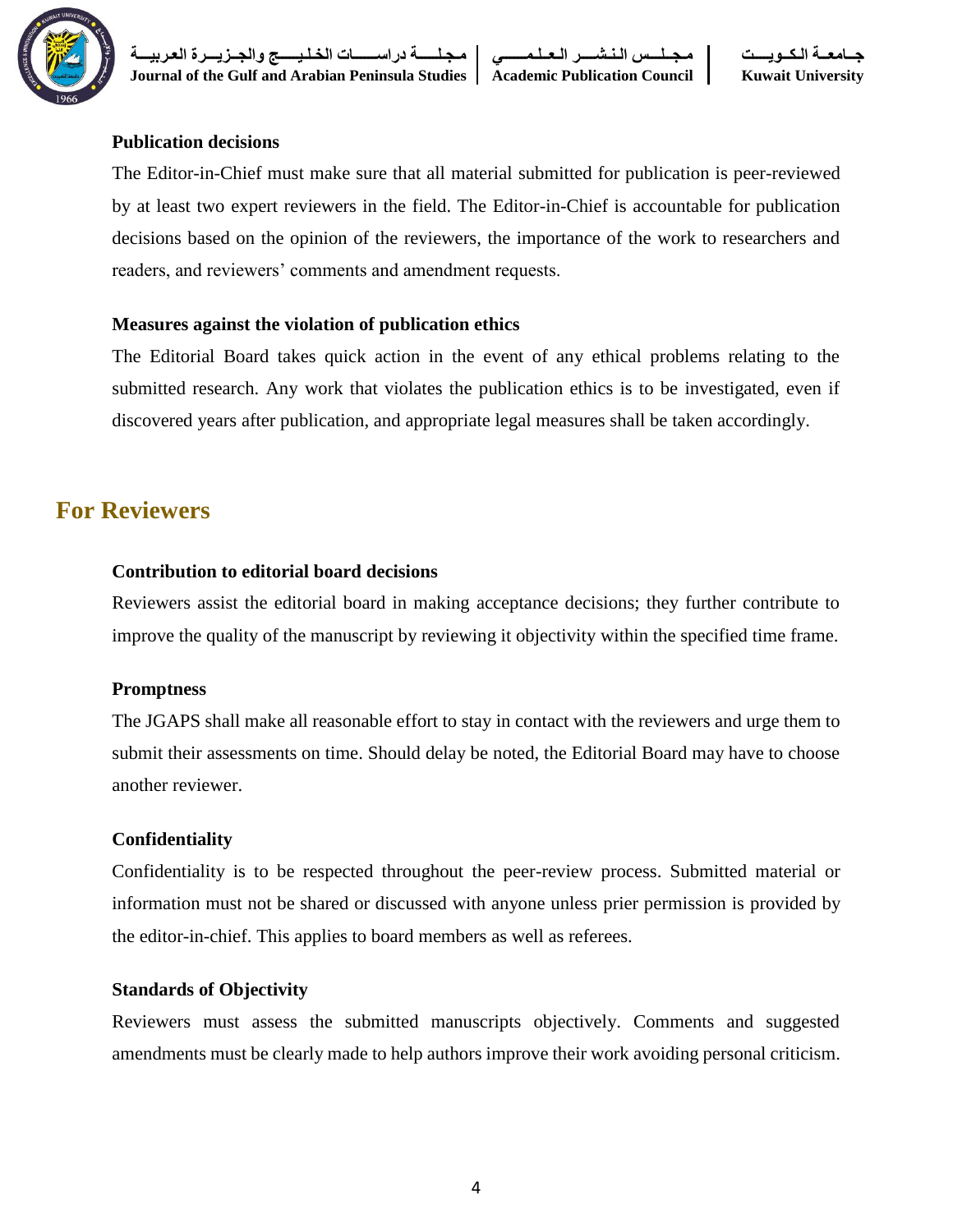### Publication decisions

The Editor-in-Chief must make sure that all material submitted for publication is peer-reviewed by at least two expert reviewers in the field. The Editor-in-Chief is accountable for publication decisions based on the opinion of the reviewers, the importance of the work to researchers and readers, and reviewers' comments and amendment requests.

### Measures against the violation of publication ethics

The Editorial Board takes quick action in the event of any ethical problems relating to the submitted research. Any work that violates the publication ethics is to be investigated, even if discovered years after publication, and appropriate legal measures shall be taken accordingly.

## For Reviewers

### Contribution to editorial board decisions

Reviewers assist the editorial board in making acceptance decisions; they further contribute to improve the quality of the manuscript by reviewing it objectivity within the specified time frame.

### Promptness

The JGAPS shall make all reasonable effort to stay in contact with the reviewers and urge them to submit their assessments on time. Should delay be noted, the Editorial Board may have to choose another reviewer.

### Confidentiality

Confidentiality is to be respected throughout the peer-review process. Submitted material or information must not be shared or discussed with anyone unless prier permission is provided by the editor-in-chief. This applies to board members as well as referees.

### Standards of Objectivity

Reviewers must assess the submitted manuscripts objectively. Comments and suggested amendments must be clearly made to help authors improve their work avoiding personal criticism.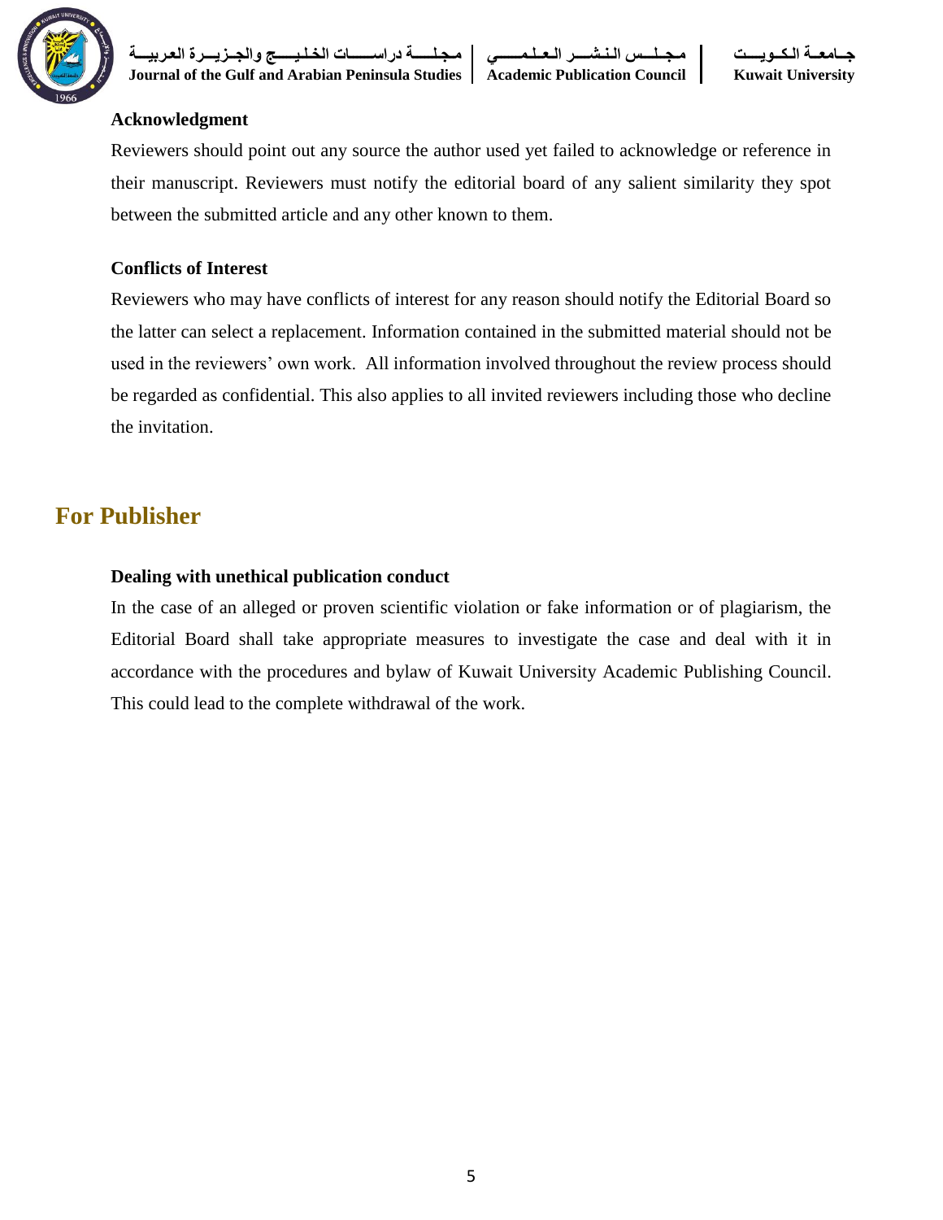**Acknowledgment**

Reviewers should point out any source the author used yet failed to acknowledge or reference in their manuscript. Reviewers must notify the editorial board of any salient similarity they spot between the submitted article and any other known to them.

**Conflicts of Interest**

Reviewers who may have conflicts of interest for any reason should notify the Editorial Board so the latter can select a replacement. Information contained in the submitted material should not be used in the reviewers' own work. All information involved throughout the review process should be regarded as confidential. This also applies to all invited reviewers including those who decline the invitation.

## For Publisher

**Dealing with unethical publication conduct**

In the case of an alleged or proven scientific violation or fake information or of plagiarism, the Editorial Board shall take appropriate measures to investigate the case and deal with it in accordance with the procedures and bylaw of Kuwait University Academic Publishing Council. This could lead to the complete withdrawal of the work.